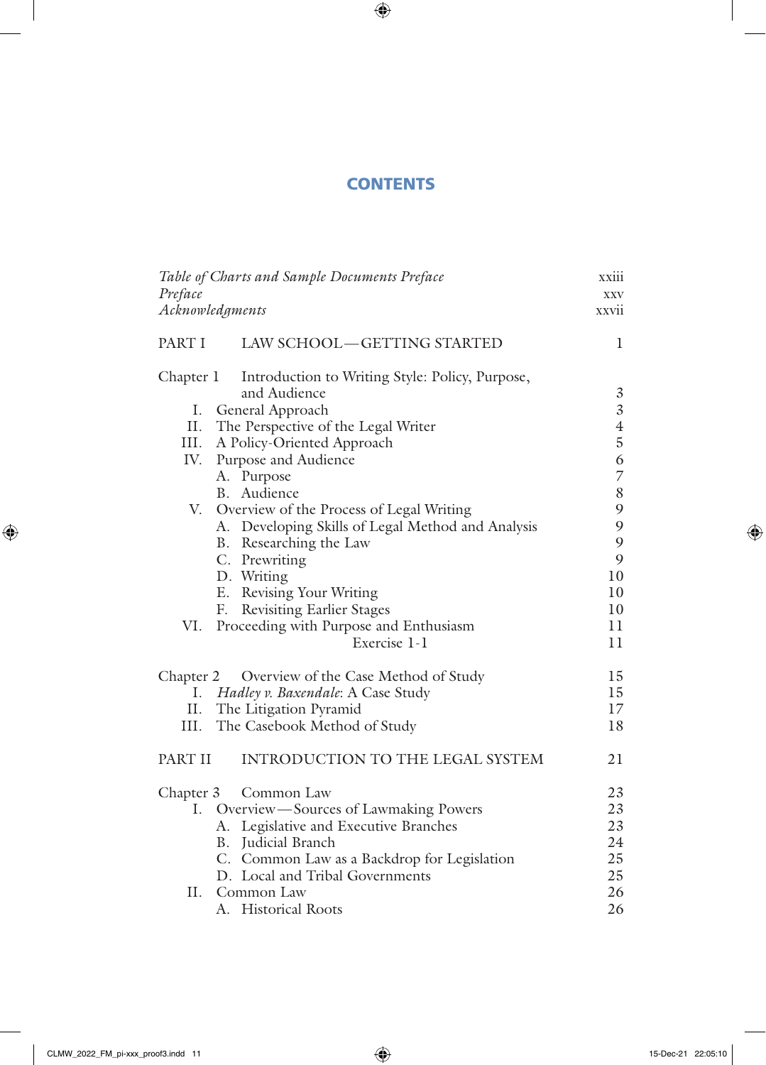# CONTENTS

| | |
|---|---|
| *Table of Charts and Sample Documents Preface* | xxiii |
| *Preface* | xxv |
| *Acknowledgments* | xxvii |
| PART I LAW SCHOOL—GETTING STARTED | 1 |
| Chapter 1 Introduction to Writing Style: Policy, Purpose, and Audience | 3 |
| I. General Approach | 3 |
| II. The Perspective of the Legal Writer | 4 |
| III. A Policy-Oriented Approach | 5 |
| IV. Purpose and Audience | 6 |
| A. Purpose | 7 |
| B. Audience | 8 |
| V. Overview of the Process of Legal Writing | 9 |
| A. Developing Skills of Legal Method and Analysis | 9 |
| B. Researching the Law | 9 |
| C. Prewriting | 9 |
| D. Writing | 10 |
| E. Revising Your Writing | 10 |
| F. Revisiting Earlier Stages | 10 |
| VI. Proceeding with Purpose and Enthusiasm | 11 |
| Exercise 1-1 | 11 |
| Chapter 2 Overview of the Case Method of Study | 15 |
| I. *Hadley v. Baxendale*: A Case Study | 15 |
| II. The Litigation Pyramid | 17 |
| III. The Casebook Method of Study | 18 |
| PART II INTRODUCTION TO THE LEGAL SYSTEM | 21 |
| Chapter 3 Common Law | 23 |
| I. Overview—Sources of Lawmaking Powers | 23 |
| A. Legislative and Executive Branches | 23 |
| B. Judicial Branch | 24 |
| C. Common Law as a Backdrop for Legislation | 25 |
| D. Local and Tribal Governments | 25 |
| II. Common Law | 26 |
| A. Historical Roots | 26 |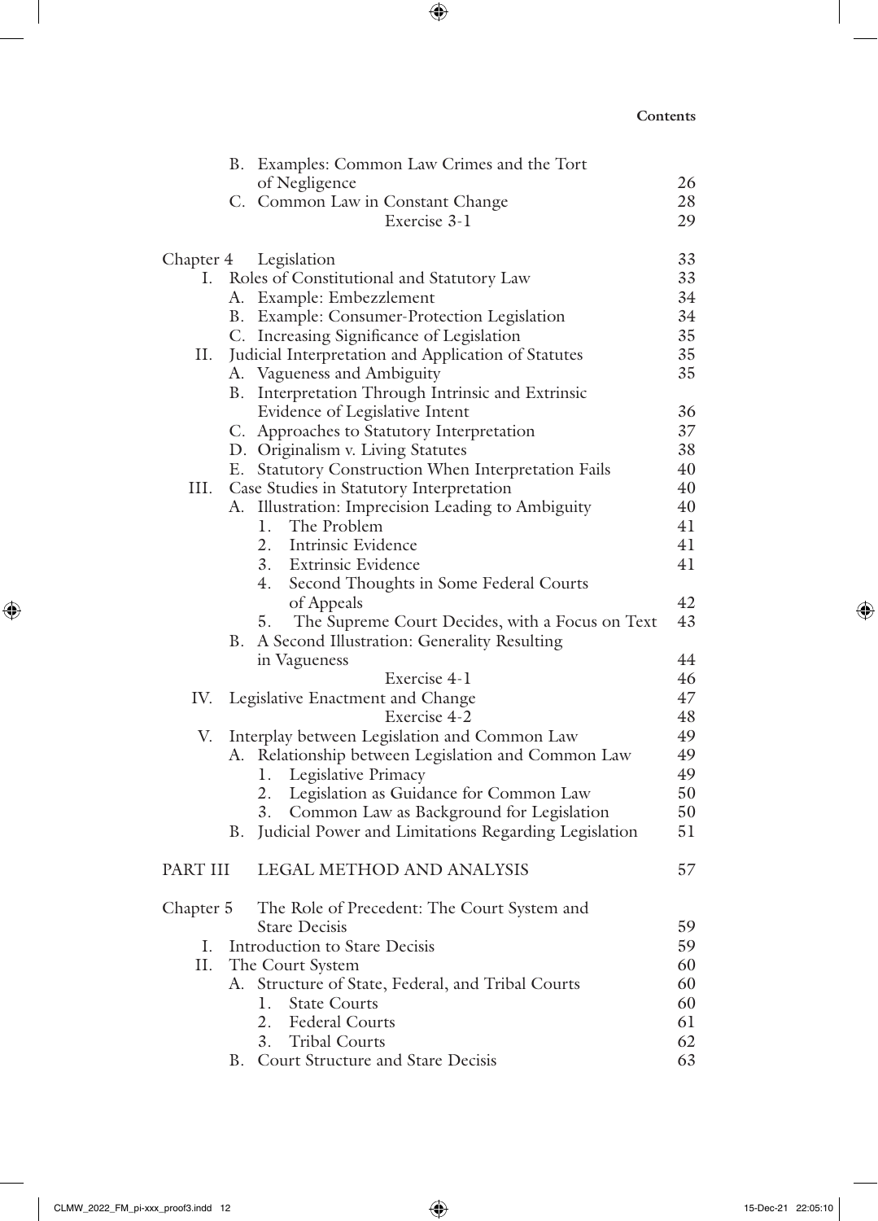B. Examples: Common Law Crimes and the Tort of Negligence 26
C. Common Law in Constant Change 28
Exercise 3-1 29

Chapter 4 Legislation 33
I. Roles of Constitutional and Statutory Law 33
A. Example: Embezzlement 34
B. Example: Consumer-Protection Legislation 34
C. Increasing Significance of Legislation 35
II. Judicial Interpretation and Application of Statutes 35
A. Vagueness and Ambiguity 35
B. Interpretation Through Intrinsic and Extrinsic Evidence of Legislative Intent 36
C. Approaches to Statutory Interpretation 37
D. Originalism v. Living Statutes 38
E. Statutory Construction When Interpretation Fails 40
III. Case Studies in Statutory Interpretation 40
A. Illustration: Imprecision Leading to Ambiguity 40
1. The Problem 41
2. Intrinsic Evidence 41
3. Extrinsic Evidence 41
4. Second Thoughts in Some Federal Courts of Appeals 42
5. The Supreme Court Decides, with a Focus on Text 43
B. A Second Illustration: Generality Resulting in Vagueness 44
Exercise 4-1 46
IV. Legislative Enactment and Change 47
Exercise 4-2 48
V. Interplay between Legislation and Common Law 49
A. Relationship between Legislation and Common Law 49
1. Legislative Primacy 49
2. Legislation as Guidance for Common Law 50
3. Common Law as Background for Legislation 50
B. Judicial Power and Limitations Regarding Legislation 51

PART III LEGAL METHOD AND ANALYSIS 57

Chapter 5 The Role of Precedent: The Court System and Stare Decisis 59
I. Introduction to Stare Decisis 59
II. The Court System 60
A. Structure of State, Federal, and Tribal Courts 60
1. State Courts 60
2. Federal Courts 61
3. Tribal Courts 62
B. Court Structure and Stare Decisis 63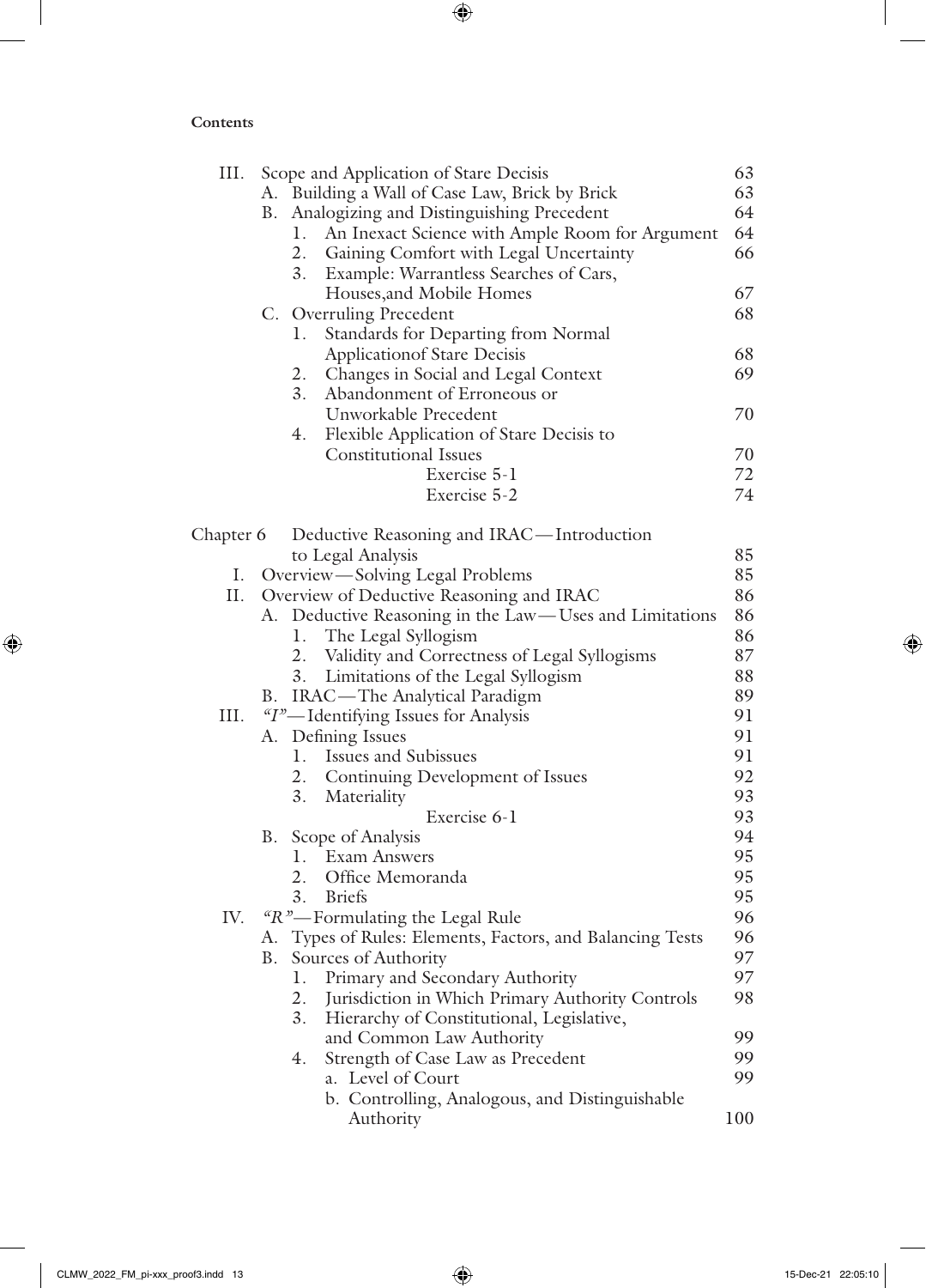**Contents**

| | | |
|---|---|---|
| III. | Scope and Application of Stare Decisis | 63 |
| | A. Building a Wall of Case Law, Brick by Brick | 63 |
| | B. Analogizing and Distinguishing Precedent | 64 |
| | 1. An Inexact Science with Ample Room for Argument | 64 |
| | 2. Gaining Comfort with Legal Uncertainty | 66 |
| | 3. Example: Warrantless Searches of Cars, Houses,and Mobile Homes | 67 |
| | C. Overruling Precedent | 68 |
| | 1. Standards for Departing from Normal Applicationof Stare Decisis | 68 |
| | 2. Changes in Social and Legal Context | 69 |
| | 3. Abandonment of Erroneous or Unworkable Precedent | 70 |
| | 4. Flexible Application of Stare Decisis to Constitutional Issues | 70 |
| | Exercise 5-1 | 72 |
| | Exercise 5-2 | 74 |
| **Chapter 6** | **Deductive Reasoning and IRAC—Introduction to Legal Analysis** | 85 |
| I. | Overview—Solving Legal Problems | 85 |
| II. | Overview of Deductive Reasoning and IRAC | 86 |
| | A. Deductive Reasoning in the Law—Uses and Limitations | 86 |
| | 1. The Legal Syllogism | 86 |
| | 2. Validity and Correctness of Legal Syllogisms | 87 |
| | 3. Limitations of the Legal Syllogism | 88 |
| | B. IRAC—The Analytical Paradigm | 89 |
| III. | *"I"*—Identifying Issues for Analysis | 91 |
| | A. Defining Issues | 91 |
| | 1. Issues and Subissues | 91 |
| | 2. Continuing Development of Issues | 92 |
| | 3. Materiality | 93 |
| | Exercise 6-1 | 93 |
| | B. Scope of Analysis | 94 |
| | 1. Exam Answers | 95 |
| | 2. Office Memoranda | 95 |
| | 3. Briefs | 95 |
| IV. | *"R"*—Formulating the Legal Rule | 96 |
| | A. Types of Rules: Elements, Factors, and Balancing Tests | 96 |
| | B. Sources of Authority | 97 |
| | 1. Primary and Secondary Authority | 97 |
| | 2. Jurisdiction in Which Primary Authority Controls | 98 |
| | 3. Hierarchy of Constitutional, Legislative, and Common Law Authority | 99 |
| | 4. Strength of Case Law as Precedent | 99 |
| | a. Level of Court | 99 |
| | b. Controlling, Analogous, and Distinguishable Authority | 100 |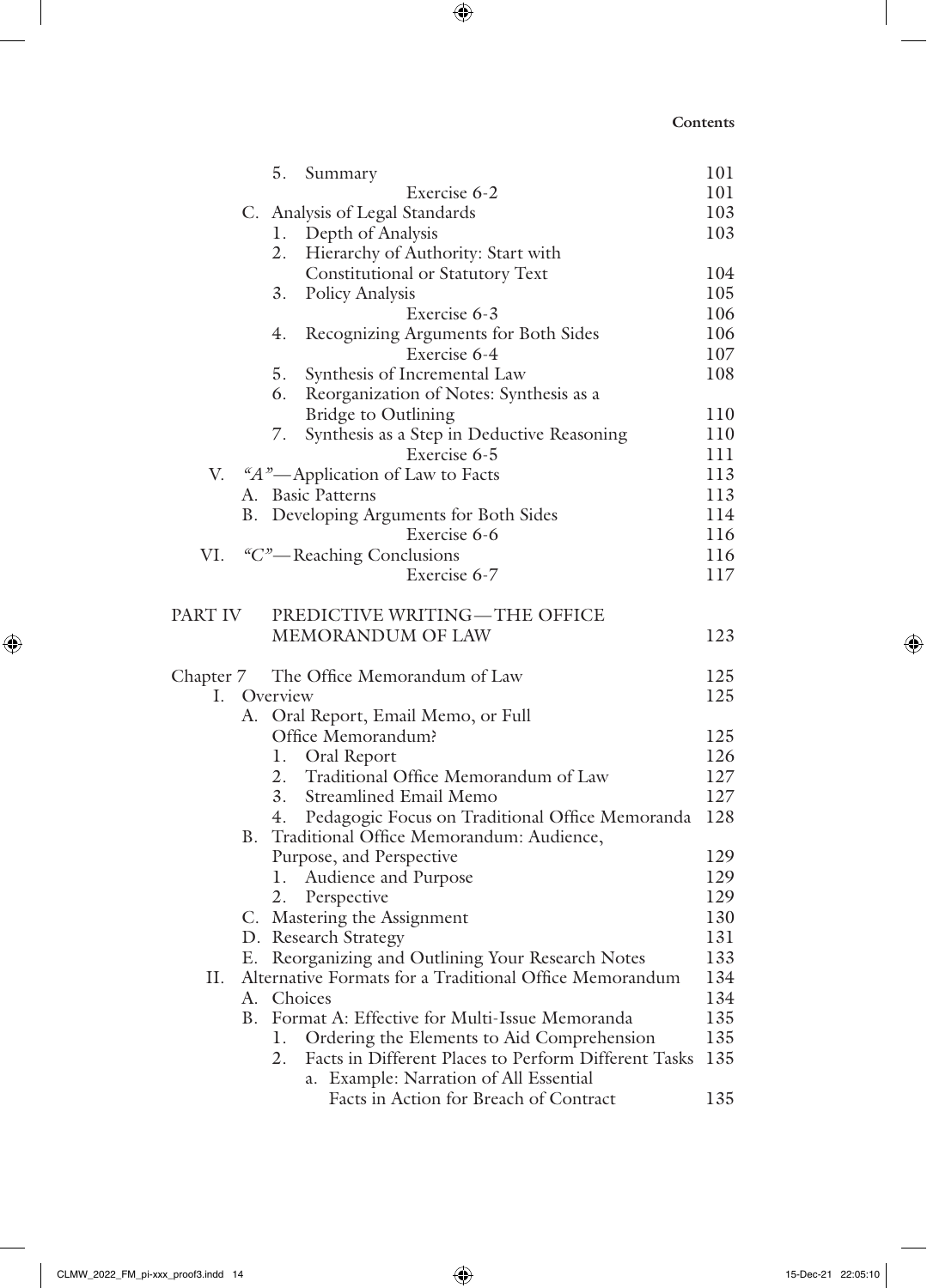5. Summary 101

Exercise 6-2 101

C. Analysis of Legal Standards 103

1. Depth of Analysis 103
2. Hierarchy of Authority: Start with Constitutional or Statutory Text 104
3. Policy Analysis 105

Exercise 6-3 106

4. Recognizing Arguments for Both Sides 106

Exercise 6-4 107

5. Synthesis of Incremental Law 108
6. Reorganization of Notes: Synthesis as a Bridge to Outlining 110
7. Synthesis as a Step in Deductive Reasoning 110

Exercise 6-5 111

V. *"A"*—Application of Law to Facts 113

A. Basic Patterns 113

B. Developing Arguments for Both Sides 114

Exercise 6-6 116

VI. *"C"*—Reaching Conclusions 116

Exercise 6-7 117

PART IV PREDICTIVE WRITING—THE OFFICE MEMORANDUM OF LAW 123

Chapter 7 The Office Memorandum of Law 125

I. Overview 125

A. Oral Report, Email Memo, or Full Office Memorandum? 125

1. Oral Report 126
2. Traditional Office Memorandum of Law 127
3. Streamlined Email Memo 127
4. Pedagogic Focus on Traditional Office Memoranda 128

B. Traditional Office Memorandum: Audience, Purpose, and Perspective 129

1. Audience and Purpose 129
2. Perspective 129

C. Mastering the Assignment 130

D. Research Strategy 131

E. Reorganizing and Outlining Your Research Notes 133

II. Alternative Formats for a Traditional Office Memorandum 134

A. Choices 134

B. Format A: Effective for Multi-Issue Memoranda 135

1. Ordering the Elements to Aid Comprehension 135
2. Facts in Different Places to Perform Different Tasks 135
   a. Example: Narration of All Essential Facts in Action for Breach of Contract 135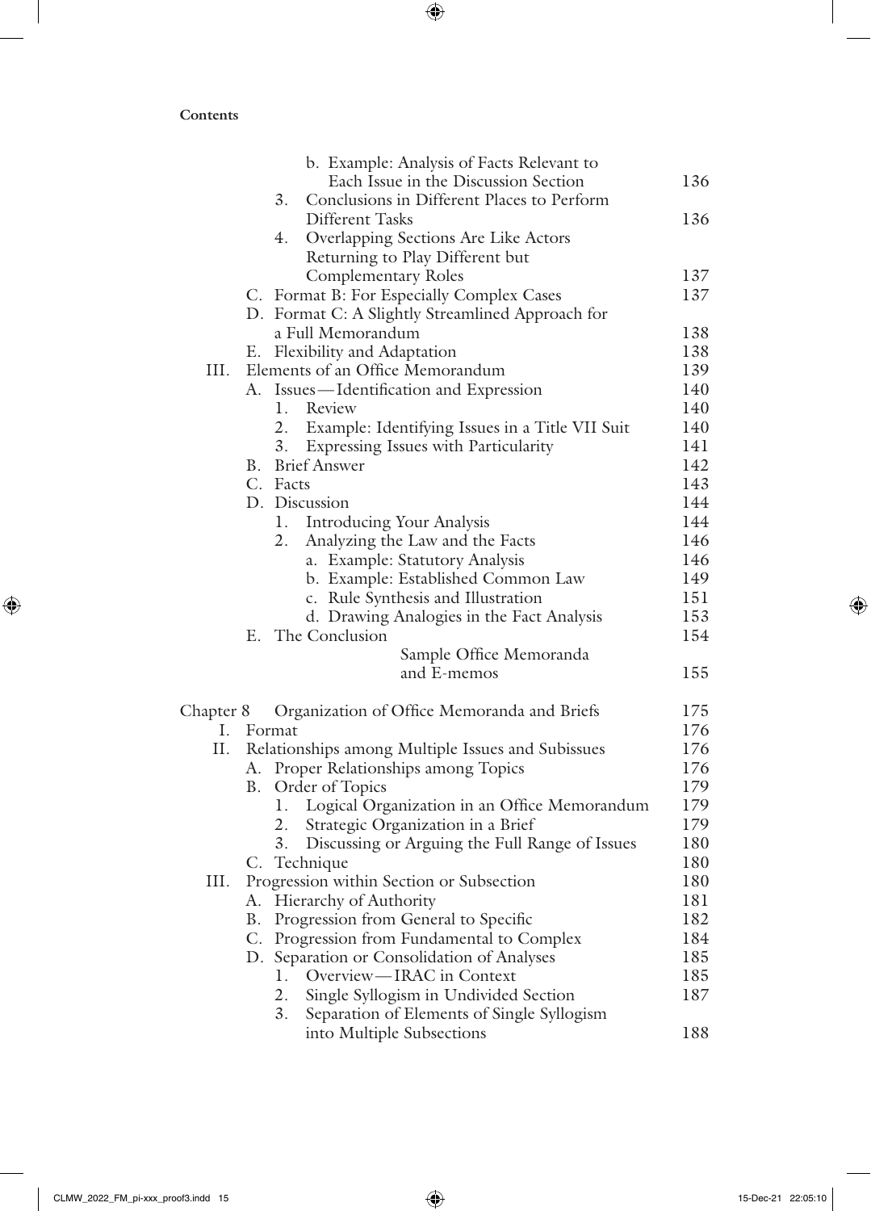**Contents**

| | |
|---|---|
| b. Example: Analysis of Facts Relevant to Each Issue in the Discussion Section | 136 |
| 3. Conclusions in Different Places to Perform Different Tasks | 136 |
| 4. Overlapping Sections Are Like Actors Returning to Play Different but Complementary Roles | 137 |
| C. Format B: For Especially Complex Cases | 137 |
| D. Format C: A Slightly Streamlined Approach for a Full Memorandum | 138 |
| E. Flexibility and Adaptation | 138 |
| III. Elements of an Office Memorandum | 139 |
| A. Issues—Identification and Expression | 140 |
| 1. Review | 140 |
| 2. Example: Identifying Issues in a Title VII Suit | 140 |
| 3. Expressing Issues with Particularity | 141 |
| B. Brief Answer | 142 |
| C. Facts | 143 |
| D. Discussion | 144 |
| 1. Introducing Your Analysis | 144 |
| 2. Analyzing the Law and the Facts | 146 |
| a. Example: Statutory Analysis | 146 |
| b. Example: Established Common Law | 149 |
| c. Rule Synthesis and Illustration | 151 |
| d. Drawing Analogies in the Fact Analysis | 153 |
| E. The Conclusion | 154 |
| Sample Office Memoranda and E-memos | 155 |
| **Chapter 8 Organization of Office Memoranda and Briefs** | 175 |
| I. Format | 176 |
| II. Relationships among Multiple Issues and Subissues | 176 |
| A. Proper Relationships among Topics | 176 |
| B. Order of Topics | 179 |
| 1. Logical Organization in an Office Memorandum | 179 |
| 2. Strategic Organization in a Brief | 179 |
| 3. Discussing or Arguing the Full Range of Issues | 180 |
| C. Technique | 180 |
| III. Progression within Section or Subsection | 180 |
| A. Hierarchy of Authority | 181 |
| B. Progression from General to Specific | 182 |
| C. Progression from Fundamental to Complex | 184 |
| D. Separation or Consolidation of Analyses | 185 |
| 1. Overview—IRAC in Context | 185 |
| 2. Single Syllogism in Undivided Section | 187 |
| 3. Separation of Elements of Single Syllogism into Multiple Subsections | 188 |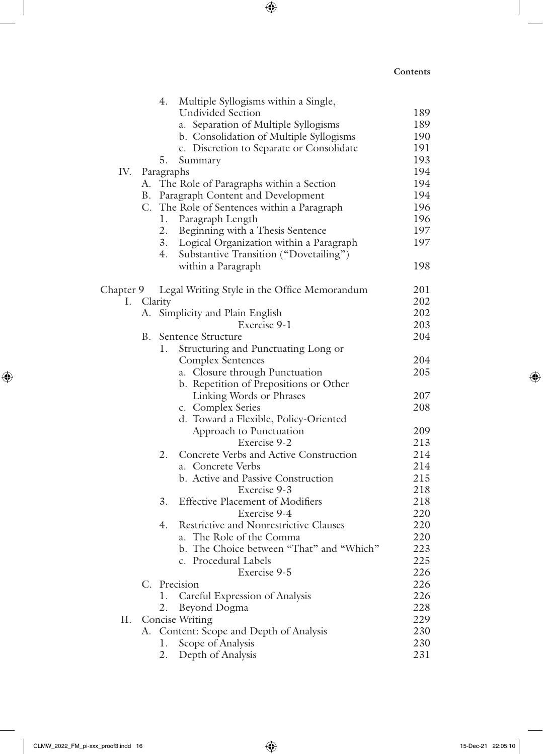4. Multiple Syllogisms within a Single, Undivided Section — 189
   - a. Separation of Multiple Syllogisms — 189
   - b. Consolidation of Multiple Syllogisms — 190
   - c. Discretion to Separate or Consolidate — 191

5. Summary — 193

IV. Paragraphs — 194
- A. The Role of Paragraphs within a Section — 194
- B. Paragraph Content and Development — 194
- C. The Role of Sentences within a Paragraph — 196
  1. Paragraph Length — 196
  2. Beginning with a Thesis Sentence — 197
  3. Logical Organization within a Paragraph — 197
  4. Substantive Transition ("Dovetailing") within a Paragraph — 198

Chapter 9 Legal Writing Style in the Office Memorandum — 201

I. Clarity — 202
- A. Simplicity and Plain English — 202
  - Exercise 9-1 — 203
- B. Sentence Structure — 204
  1. Structuring and Punctuating Long or Complex Sentences — 204
     - a. Closure through Punctuation — 205
     - b. Repetition of Prepositions or Other Linking Words or Phrases — 207
     - c. Complex Series — 208
     - d. Toward a Flexible, Policy-Oriented Approach to Punctuation — 209
     - Exercise 9-2 — 213
  2. Concrete Verbs and Active Construction — 214
     - a. Concrete Verbs — 214
     - b. Active and Passive Construction — 215
     - Exercise 9-3 — 218
  3. Effective Placement of Modifiers — 218
     - Exercise 9-4 — 220
  4. Restrictive and Nonrestrictive Clauses — 220
     - a. The Role of the Comma — 220
     - b. The Choice between "That" and "Which" — 223
     - c. Procedural Labels — 225
     - Exercise 9-5 — 226
- C. Precision — 226
  1. Careful Expression of Analysis — 226
  2. Beyond Dogma — 228

II. Concise Writing — 229
- A. Content: Scope and Depth of Analysis — 230
  1. Scope of Analysis — 230
  2. Depth of Analysis — 231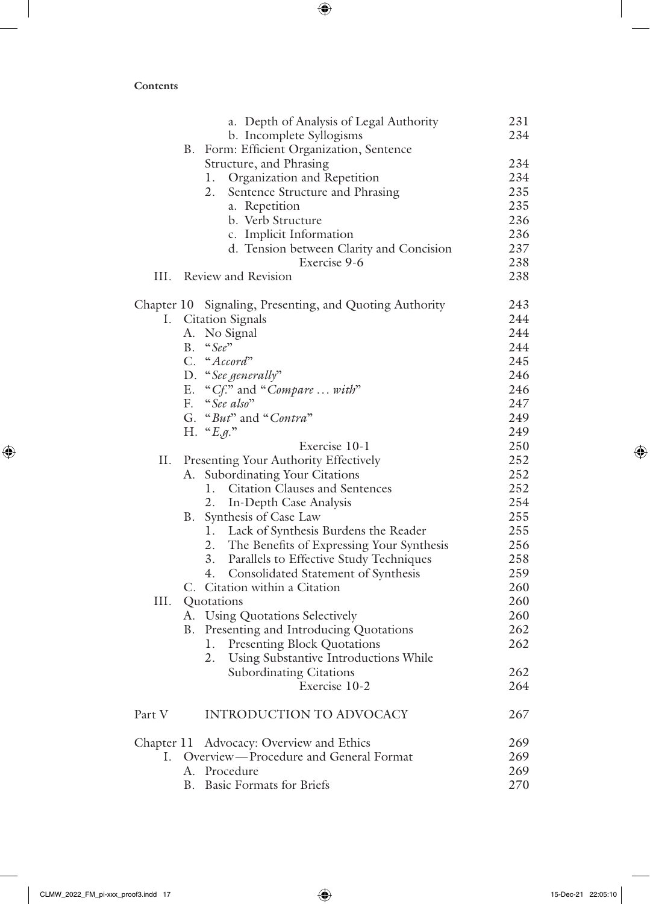Contents

| | |
|---|---|
| a. Depth of Analysis of Legal Authority | 231 |
| b. Incomplete Syllogisms | 234 |
| B. Form: Efficient Organization, Sentence Structure, and Phrasing | 234 |
| 1. Organization and Repetition | 234 |
| 2. Sentence Structure and Phrasing | 235 |
| a. Repetition | 235 |
| b. Verb Structure | 236 |
| c. Implicit Information | 236 |
| d. Tension between Clarity and Concision | 237 |
| Exercise 9-6 | 238 |
| III. Review and Revision | 238 |
| | |
| Chapter 10 Signaling, Presenting, and Quoting Authority | 243 |
| I. Citation Signals | 244 |
| A. No Signal | 244 |
| B. "*See*" | 244 |
| C. "*Accord*" | 245 |
| D. "*See generally*" | 246 |
| E. "*Cf.*" and "*Compare … with*" | 246 |
| F. "*See also*" | 247 |
| G. "*But*" and "*Contra*" | 249 |
| H. "*E.g.*" | 249 |
| Exercise 10-1 | 250 |
| II. Presenting Your Authority Effectively | 252 |
| A. Subordinating Your Citations | 252 |
| 1. Citation Clauses and Sentences | 252 |
| 2. In-Depth Case Analysis | 254 |
| B. Synthesis of Case Law | 255 |
| 1. Lack of Synthesis Burdens the Reader | 255 |
| 2. The Benefits of Expressing Your Synthesis | 256 |
| 3. Parallels to Effective Study Techniques | 258 |
| 4. Consolidated Statement of Synthesis | 259 |
| C. Citation within a Citation | 260 |
| III. Quotations | 260 |
| A. Using Quotations Selectively | 260 |
| B. Presenting and Introducing Quotations | 262 |
| 1. Presenting Block Quotations | 262 |
| 2. Using Substantive Introductions While Subordinating Citations | 262 |
| Exercise 10-2 | 264 |
| | |
| Part V INTRODUCTION TO ADVOCACY | 267 |
| | |
| Chapter 11 Advocacy: Overview and Ethics | 269 |
| I. Overview—Procedure and General Format | 269 |
| A. Procedure | 269 |
| B. Basic Formats for Briefs | 270 |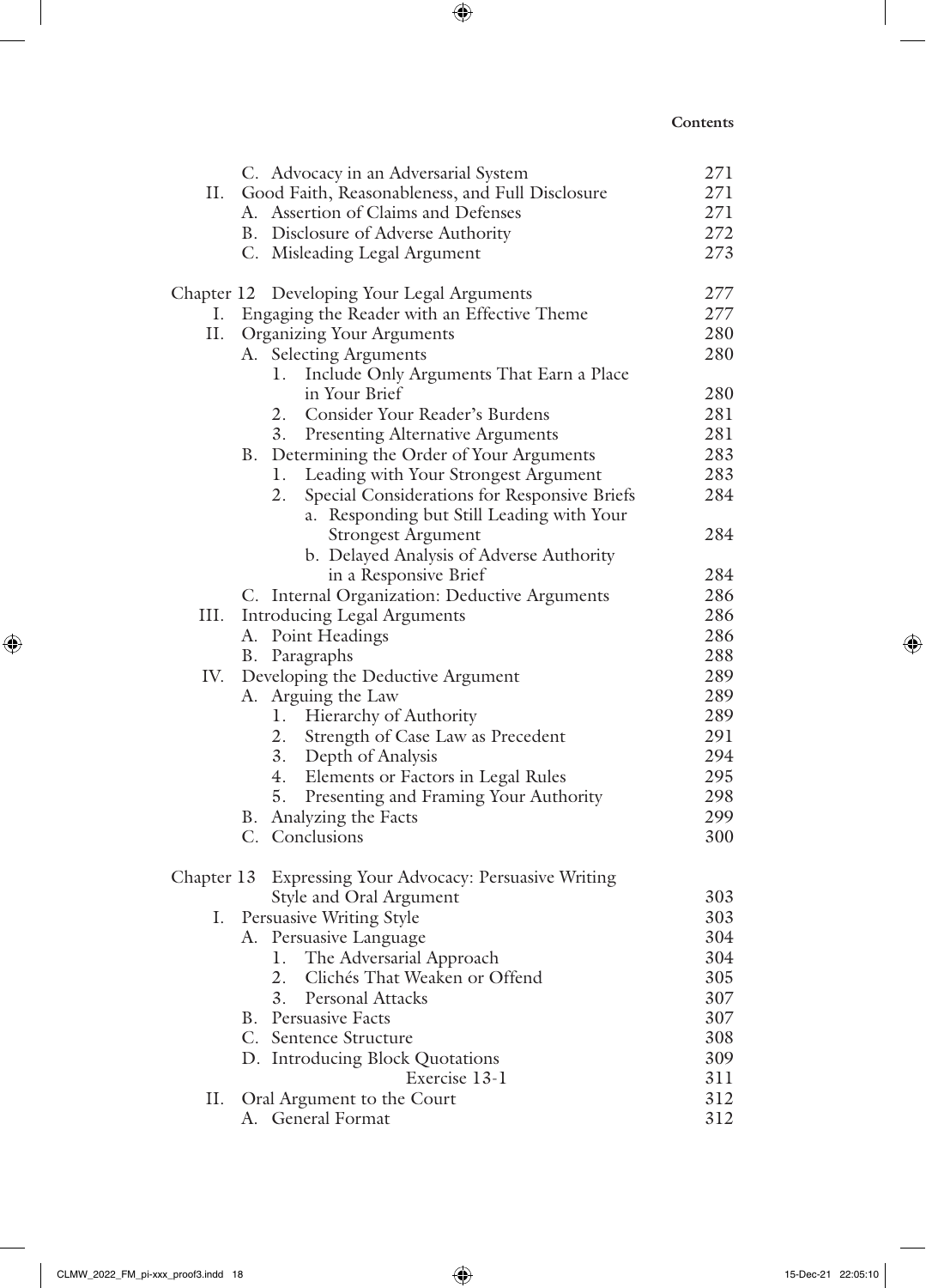C. Advocacy in an Adversarial System 271

II. Good Faith, Reasonableness, and Full Disclosure 271

- A. Assertion of Claims and Defenses 271
- B. Disclosure of Adverse Authority 272
- C. Misleading Legal Argument 273

Chapter 12 Developing Your Legal Arguments 277

I. Engaging the Reader with an Effective Theme 277

II. Organizing Your Arguments 280

- A. Selecting Arguments 280
  1. Include Only Arguments That Earn a Place in Your Brief 280
  2. Consider Your Reader's Burdens 281
  3. Presenting Alternative Arguments 281
- B. Determining the Order of Your Arguments 283
  1. Leading with Your Strongest Argument 283
  2. Special Considerations for Responsive Briefs 284
     - a. Responding but Still Leading with Your Strongest Argument 284
     - b. Delayed Analysis of Adverse Authority in a Responsive Brief 284
- C. Internal Organization: Deductive Arguments 286

III. Introducing Legal Arguments 286

- A. Point Headings 286
- B. Paragraphs 288

IV. Developing the Deductive Argument 289

- A. Arguing the Law 289
  1. Hierarchy of Authority 289
  2. Strength of Case Law as Precedent 291
  3. Depth of Analysis 294
  4. Elements or Factors in Legal Rules 295
  5. Presenting and Framing Your Authority 298
- B. Analyzing the Facts 299
- C. Conclusions 300

Chapter 13 Expressing Your Advocacy: Persuasive Writing Style and Oral Argument 303

I. Persuasive Writing Style 303

- A. Persuasive Language 304
  1. The Adversarial Approach 304
  2. Clichés That Weaken or Offend 305
  3. Personal Attacks 307
- B. Persuasive Facts 307
- C. Sentence Structure 308
- D. Introducing Block Quotations 309
  - Exercise 13-1 311

II. Oral Argument to the Court 312

- A. General Format 312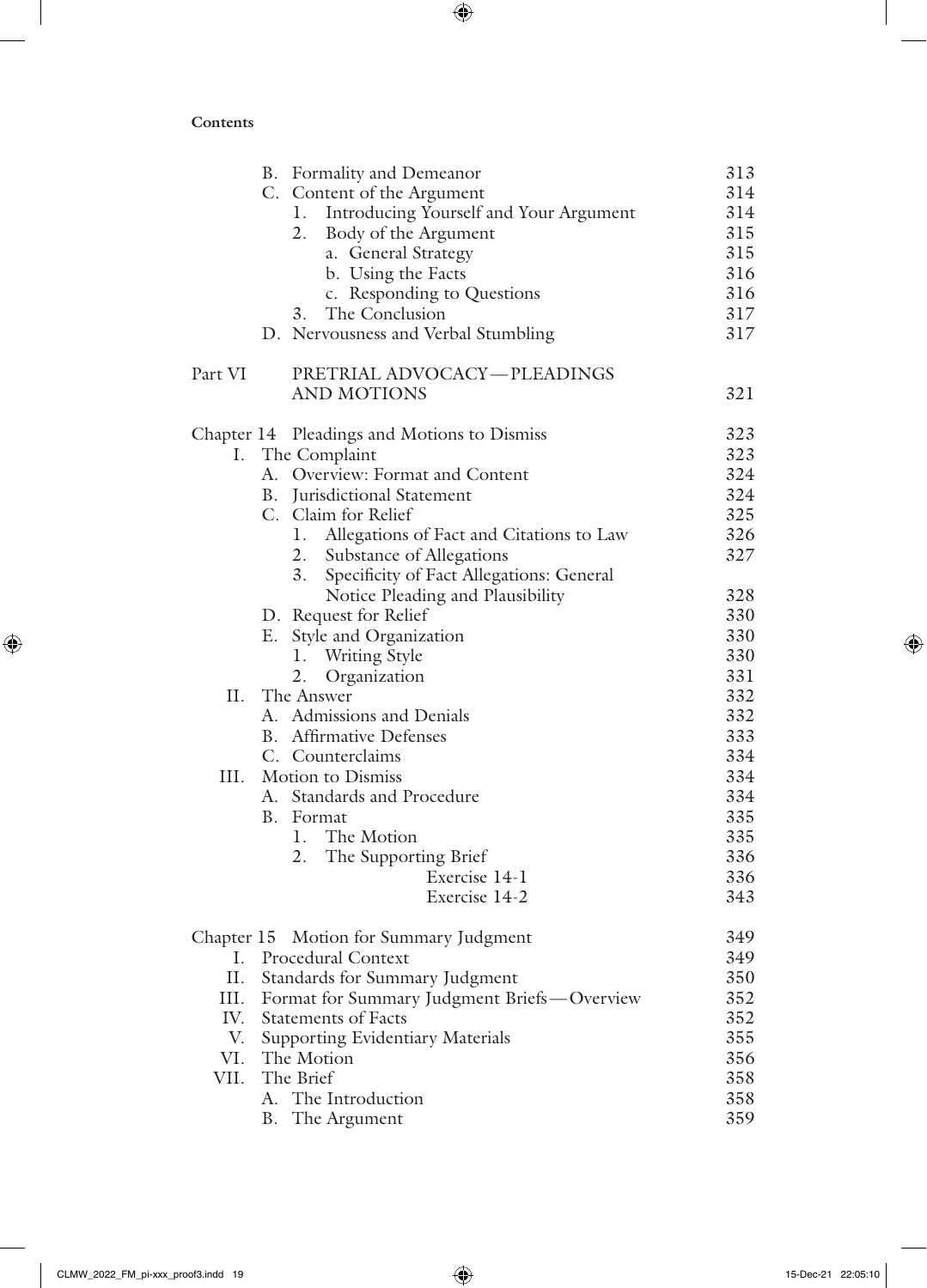**Contents**

| | |
|---|---|
| B. Formality and Demeanor | 313 |
| C. Content of the Argument | 314 |
| 1. Introducing Yourself and Your Argument | 314 |
| 2. Body of the Argument | 315 |
| a. General Strategy | 315 |
| b. Using the Facts | 316 |
| c. Responding to Questions | 316 |
| 3. The Conclusion | 317 |
| D. Nervousness and Verbal Stumbling | 317 |
| **Part VI PRETRIAL ADVOCACY—PLEADINGS AND MOTIONS** | 321 |
| **Chapter 14 Pleadings and Motions to Dismiss** | 323 |
| I. The Complaint | 323 |
| A. Overview: Format and Content | 324 |
| B. Jurisdictional Statement | 324 |
| C. Claim for Relief | 325 |
| 1. Allegations of Fact and Citations to Law | 326 |
| 2. Substance of Allegations | 327 |
| 3. Specificity of Fact Allegations: General Notice Pleading and Plausibility | 328 |
| D. Request for Relief | 330 |
| E. Style and Organization | 330 |
| 1. Writing Style | 330 |
| 2. Organization | 331 |
| II. The Answer | 332 |
| A. Admissions and Denials | 332 |
| B. Affirmative Defenses | 333 |
| C. Counterclaims | 334 |
| III. Motion to Dismiss | 334 |
| A. Standards and Procedure | 334 |
| B. Format | 335 |
| 1. The Motion | 335 |
| 2. The Supporting Brief | 336 |
| Exercise 14-1 | 336 |
| Exercise 14-2 | 343 |
| **Chapter 15 Motion for Summary Judgment** | 349 |
| I. Procedural Context | 349 |
| II. Standards for Summary Judgment | 350 |
| III. Format for Summary Judgment Briefs—Overview | 352 |
| IV. Statements of Facts | 352 |
| V. Supporting Evidentiary Materials | 355 |
| VI. The Motion | 356 |
| VII. The Brief | 358 |
| A. The Introduction | 358 |
| B. The Argument | 359 |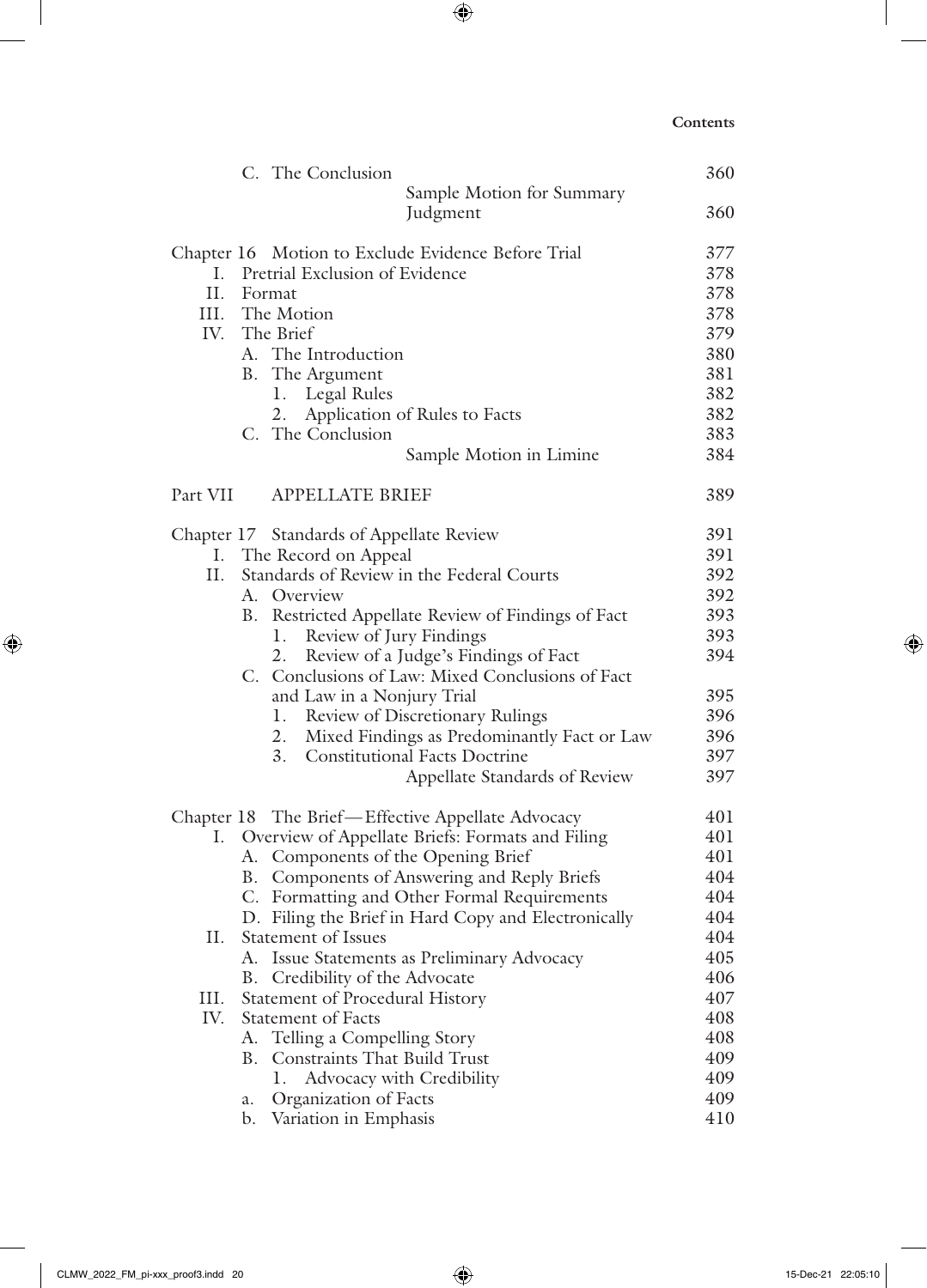| | | |
|---|---|---|
| | C. The Conclusion | 360 |
| | Sample Motion for Summary Judgment | 360 |
| Chapter 16 | Motion to Exclude Evidence Before Trial | 377 |
| I. | Pretrial Exclusion of Evidence | 378 |
| II. | Format | 378 |
| III. | The Motion | 378 |
| IV. | The Brief | 379 |
| | A. The Introduction | 380 |
| | B. The Argument | 381 |
| | 1. Legal Rules | 382 |
| | 2. Application of Rules to Facts | 382 |
| | C. The Conclusion | 383 |
| | Sample Motion in Limine | 384 |
| Part VII | APPELLATE BRIEF | 389 |
| Chapter 17 | Standards of Appellate Review | 391 |
| I. | The Record on Appeal | 391 |
| II. | Standards of Review in the Federal Courts | 392 |
| | A. Overview | 392 |
| | B. Restricted Appellate Review of Findings of Fact | 393 |
| | 1. Review of Jury Findings | 393 |
| | 2. Review of a Judge's Findings of Fact | 394 |
| | C. Conclusions of Law: Mixed Conclusions of Fact and Law in a Nonjury Trial | 395 |
| | 1. Review of Discretionary Rulings | 396 |
| | 2. Mixed Findings as Predominantly Fact or Law | 396 |
| | 3. Constitutional Facts Doctrine | 397 |
| | Appellate Standards of Review | 397 |
| Chapter 18 | The Brief—Effective Appellate Advocacy | 401 |
| I. | Overview of Appellate Briefs: Formats and Filing | 401 |
| | A. Components of the Opening Brief | 401 |
| | B. Components of Answering and Reply Briefs | 404 |
| | C. Formatting and Other Formal Requirements | 404 |
| | D. Filing the Brief in Hard Copy and Electronically | 404 |
| II. | Statement of Issues | 404 |
| | A. Issue Statements as Preliminary Advocacy | 405 |
| | B. Credibility of the Advocate | 406 |
| III. | Statement of Procedural History | 407 |
| IV. | Statement of Facts | 408 |
| | A. Telling a Compelling Story | 408 |
| | B. Constraints That Build Trust | 409 |
| | 1. Advocacy with Credibility | 409 |
| | a. Organization of Facts | 409 |
| | b. Variation in Emphasis | 410 |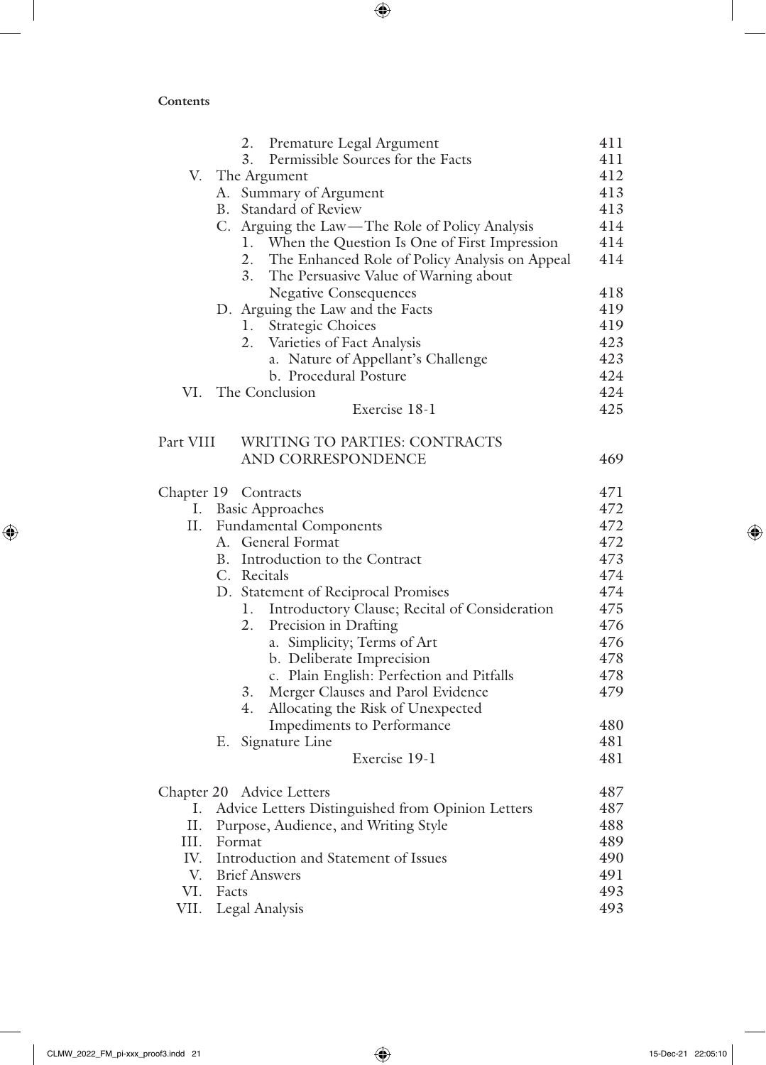**Contents**

| | |
|---|---|
| 2. Premature Legal Argument | 411 |
| 3. Permissible Sources for the Facts | 411 |
| V. The Argument | 412 |
| A. Summary of Argument | 413 |
| B. Standard of Review | 413 |
| C. Arguing the Law—The Role of Policy Analysis | 414 |
| 1. When the Question Is One of First Impression | 414 |
| 2. The Enhanced Role of Policy Analysis on Appeal | 414 |
| 3. The Persuasive Value of Warning about Negative Consequences | 418 |
| D. Arguing the Law and the Facts | 419 |
| 1. Strategic Choices | 419 |
| 2. Varieties of Fact Analysis | 423 |
| a. Nature of Appellant's Challenge | 423 |
| b. Procedural Posture | 424 |
| VI. The Conclusion | 424 |
| Exercise 18-1 | 425 |
| | |
| Part VIII WRITING TO PARTIES: CONTRACTS AND CORRESPONDENCE | 469 |
| | |
| Chapter 19 Contracts | 471 |
| I. Basic Approaches | 472 |
| II. Fundamental Components | 472 |
| A. General Format | 472 |
| B. Introduction to the Contract | 473 |
| C. Recitals | 474 |
| D. Statement of Reciprocal Promises | 474 |
| 1. Introductory Clause; Recital of Consideration | 475 |
| 2. Precision in Drafting | 476 |
| a. Simplicity; Terms of Art | 476 |
| b. Deliberate Imprecision | 478 |
| c. Plain English: Perfection and Pitfalls | 478 |
| 3. Merger Clauses and Parol Evidence | 479 |
| 4. Allocating the Risk of Unexpected Impediments to Performance | 480 |
| E. Signature Line | 481 |
| Exercise 19-1 | 481 |
| | |
| Chapter 20 Advice Letters | 487 |
| I. Advice Letters Distinguished from Opinion Letters | 487 |
| II. Purpose, Audience, and Writing Style | 488 |
| III. Format | 489 |
| IV. Introduction and Statement of Issues | 490 |
| V. Brief Answers | 491 |
| VI. Facts | 493 |
| VII. Legal Analysis | 493 |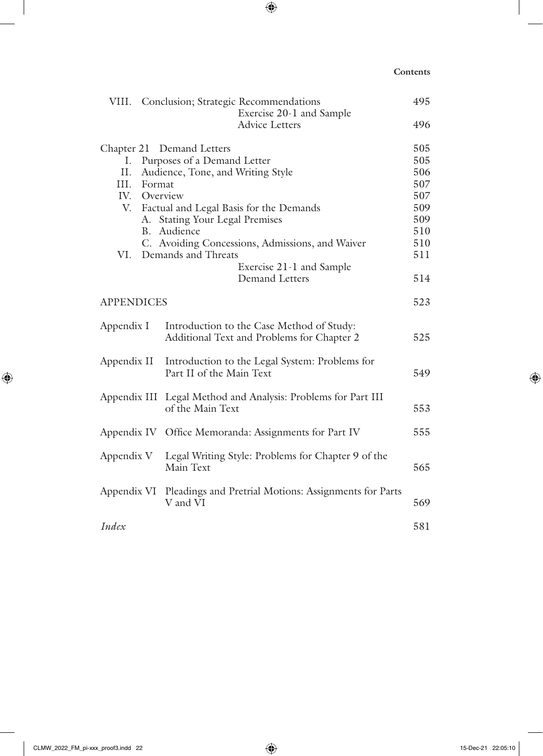VIII. Conclusion; Strategic Recommendations 495

Exercise 20-1 and Sample Advice Letters 496

Chapter 21 Demand Letters 505

I. Purposes of a Demand Letter 505

II. Audience, Tone, and Writing Style 506

III. Format 507

IV. Overview 507

V. Factual and Legal Basis for the Demands 509

A. Stating Your Legal Premises 509

B. Audience 510

C. Avoiding Concessions, Admissions, and Waiver 510

VI. Demands and Threats 511

Exercise 21-1 and Sample Demand Letters 514

APPENDICES 523

Appendix I Introduction to the Case Method of Study: Additional Text and Problems for Chapter 2 525

Appendix II Introduction to the Legal System: Problems for Part II of the Main Text 549

Appendix III Legal Method and Analysis: Problems for Part III of the Main Text 553

Appendix IV Office Memoranda: Assignments for Part IV 555

Appendix V Legal Writing Style: Problems for Chapter 9 of the Main Text 565

Appendix VI Pleadings and Pretrial Motions: Assignments for Parts V and VI 569

*Index* 581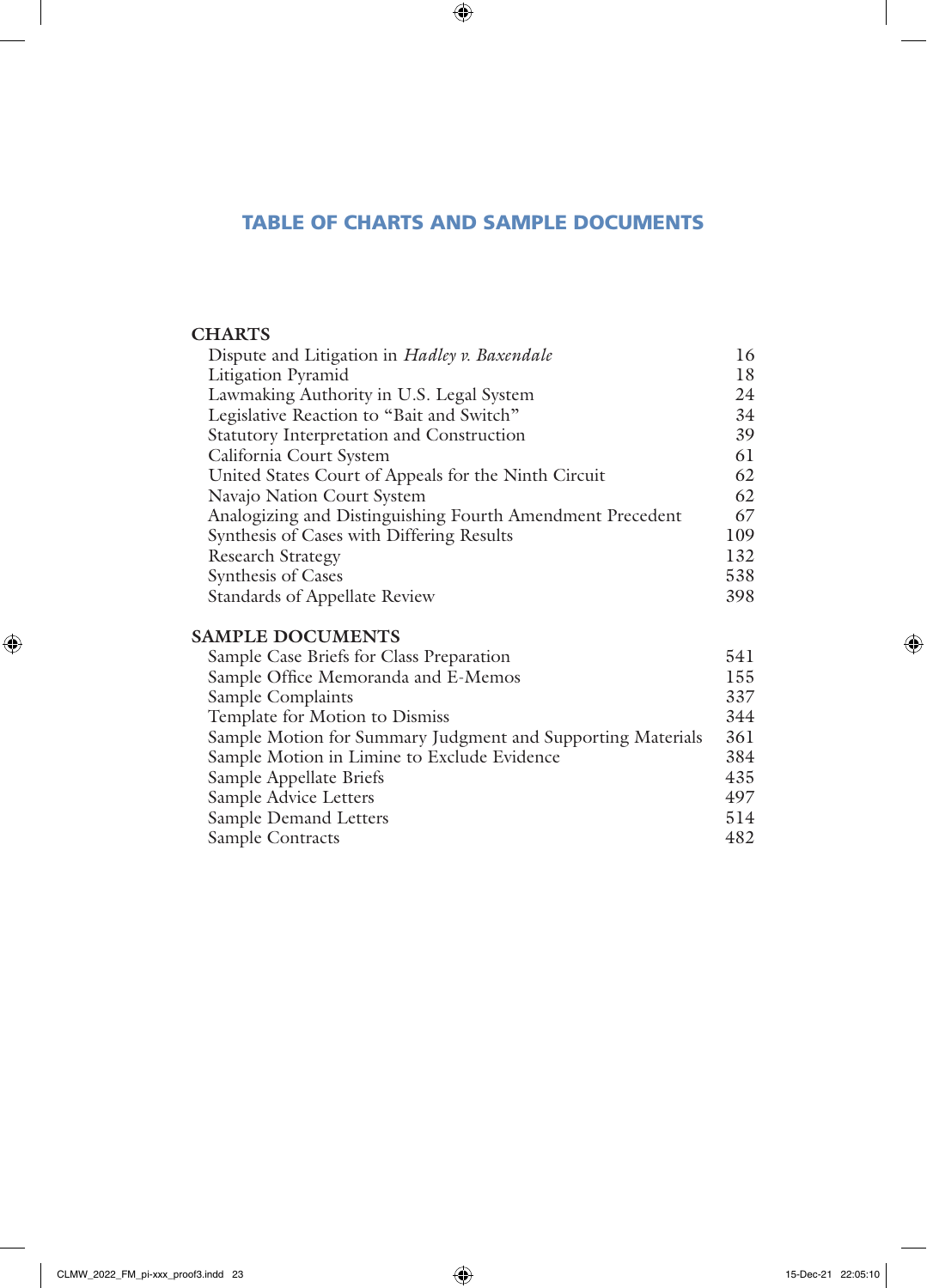# TABLE OF CHARTS AND SAMPLE DOCUMENTS

## CHARTS

| | |
|---|---|
| Dispute and Litigation in *Hadley v. Baxendale* | 16 |
| Litigation Pyramid | 18 |
| Lawmaking Authority in U.S. Legal System | 24 |
| Legislative Reaction to "Bait and Switch" | 34 |
| Statutory Interpretation and Construction | 39 |
| California Court System | 61 |
| United States Court of Appeals for the Ninth Circuit | 62 |
| Navajo Nation Court System | 62 |
| Analogizing and Distinguishing Fourth Amendment Precedent | 67 |
| Synthesis of Cases with Differing Results | 109 |
| Research Strategy | 132 |
| Synthesis of Cases | 538 |
| Standards of Appellate Review | 398 |

## SAMPLE DOCUMENTS

| | |
|---|---|
| Sample Case Briefs for Class Preparation | 541 |
| Sample Office Memoranda and E-Memos | 155 |
| Sample Complaints | 337 |
| Template for Motion to Dismiss | 344 |
| Sample Motion for Summary Judgment and Supporting Materials | 361 |
| Sample Motion in Limine to Exclude Evidence | 384 |
| Sample Appellate Briefs | 435 |
| Sample Advice Letters | 497 |
| Sample Demand Letters | 514 |
| Sample Contracts | 482 |